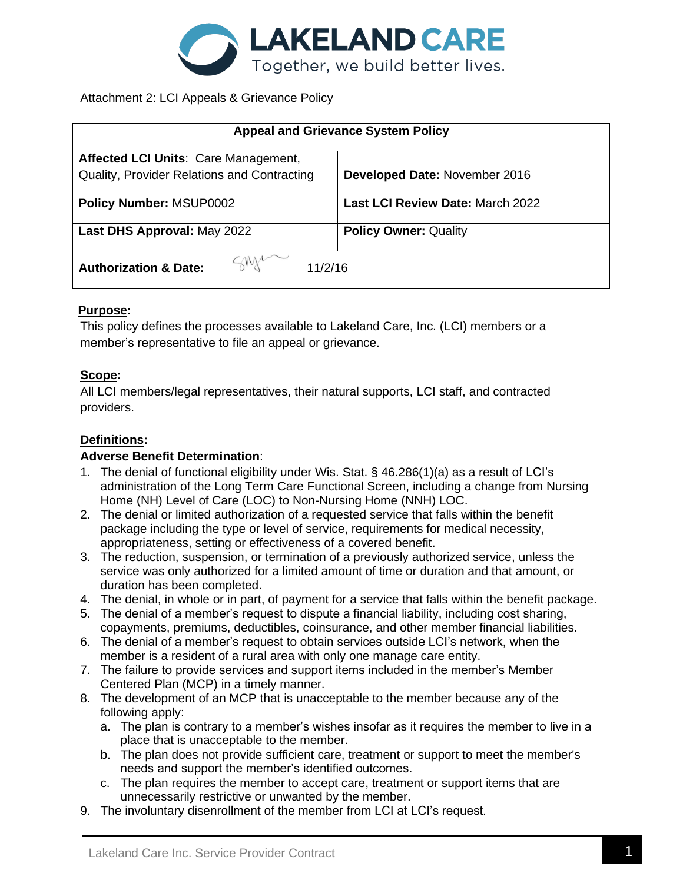Attachment 2: LCI Appeals & Grievance Policy

| Appeal and Grievance System Policy | |
|---|---|
| **Affected LCI Units**: Care Management, Quality, Provider Relations and Contracting | **Developed Date:** November 2016 |
| **Policy Number:** MSUP0002 | **Last LCI Review Date:** March 2022 |
| **Last DHS Approval:** May 2022 | **Policy Owner:** Quality |
| **Authorization & Date:** 11/2/16 | |

**Purpose:**

This policy defines the processes available to Lakeland Care, Inc. (LCI) members or a member's representative to file an appeal or grievance.

**Scope:**

All LCI members/legal representatives, their natural supports, LCI staff, and contracted providers.

**Definitions:**

**Adverse Benefit Determination**:

1. The denial of functional eligibility under Wis. Stat. § 46.286(1)(a) as a result of LCI's administration of the Long Term Care Functional Screen, including a change from Nursing Home (NH) Level of Care (LOC) to Non-Nursing Home (NNH) LOC.
2. The denial or limited authorization of a requested service that falls within the benefit package including the type or level of service, requirements for medical necessity, appropriateness, setting or effectiveness of a covered benefit.
3. The reduction, suspension, or termination of a previously authorized service, unless the service was only authorized for a limited amount of time or duration and that amount, or duration has been completed.
4. The denial, in whole or in part, of payment for a service that falls within the benefit package.
5. The denial of a member's request to dispute a financial liability, including cost sharing, copayments, premiums, deductibles, coinsurance, and other member financial liabilities.
6. The denial of a member's request to obtain services outside LCI's network, when the member is a resident of a rural area with only one manage care entity.
7. The failure to provide services and support items included in the member's Member Centered Plan (MCP) in a timely manner.
8. The development of an MCP that is unacceptable to the member because any of the following apply:
   a. The plan is contrary to a member's wishes insofar as it requires the member to live in a place that is unacceptable to the member.
   b. The plan does not provide sufficient care, treatment or support to meet the member's needs and support the member's identified outcomes.
   c. The plan requires the member to accept care, treatment or support items that are unnecessarily restrictive or unwanted by the member.
9. The involuntary disenrollment of the member from LCI at LCI's request.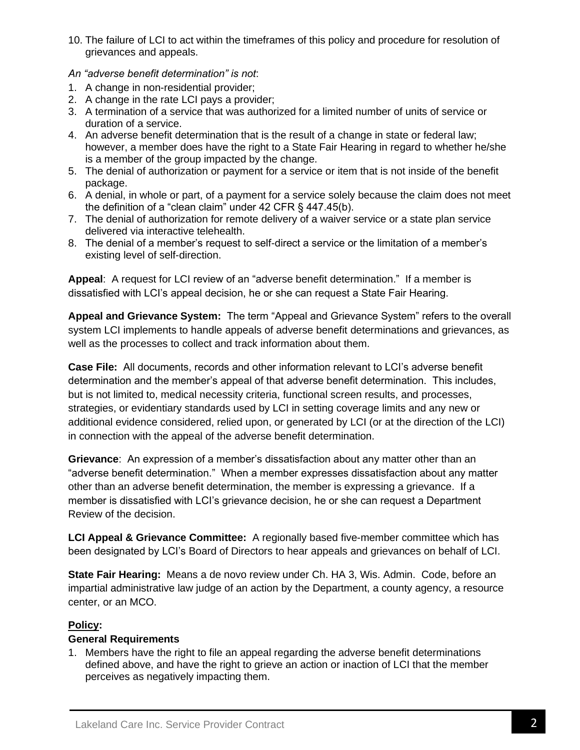10. The failure of LCI to act within the timeframes of this policy and procedure for resolution of grievances and appeals.

*An "adverse benefit determination" is not*:

1. A change in non-residential provider;
2. A change in the rate LCI pays a provider;
3. A termination of a service that was authorized for a limited number of units of service or duration of a service.
4. An adverse benefit determination that is the result of a change in state or federal law; however, a member does have the right to a State Fair Hearing in regard to whether he/she is a member of the group impacted by the change.
5. The denial of authorization or payment for a service or item that is not inside of the benefit package.
6. A denial, in whole or part, of a payment for a service solely because the claim does not meet the definition of a "clean claim" under 42 CFR § 447.45(b).
7. The denial of authorization for remote delivery of a waiver service or a state plan service delivered via interactive telehealth.
8. The denial of a member's request to self-direct a service or the limitation of a member's existing level of self-direction.

**Appeal**: A request for LCI review of an "adverse benefit determination." If a member is dissatisfied with LCI's appeal decision, he or she can request a State Fair Hearing.

**Appeal and Grievance System:** The term "Appeal and Grievance System" refers to the overall system LCI implements to handle appeals of adverse benefit determinations and grievances, as well as the processes to collect and track information about them.

**Case File:** All documents, records and other information relevant to LCI's adverse benefit determination and the member's appeal of that adverse benefit determination. This includes, but is not limited to, medical necessity criteria, functional screen results, and processes, strategies, or evidentiary standards used by LCI in setting coverage limits and any new or additional evidence considered, relied upon, or generated by LCI (or at the direction of the LCI) in connection with the appeal of the adverse benefit determination.

**Grievance**: An expression of a member's dissatisfaction about any matter other than an "adverse benefit determination." When a member expresses dissatisfaction about any matter other than an adverse benefit determination, the member is expressing a grievance. If a member is dissatisfied with LCI's grievance decision, he or she can request a Department Review of the decision.

**LCI Appeal & Grievance Committee:** A regionally based five-member committee which has been designated by LCI's Board of Directors to hear appeals and grievances on behalf of LCI.

**State Fair Hearing:** Means a de novo review under Ch. HA 3, Wis. Admin. Code, before an impartial administrative law judge of an action by the Department, a county agency, a resource center, or an MCO.

**Policy:**

**General Requirements**

1. Members have the right to file an appeal regarding the adverse benefit determinations defined above, and have the right to grieve an action or inaction of LCI that the member perceives as negatively impacting them.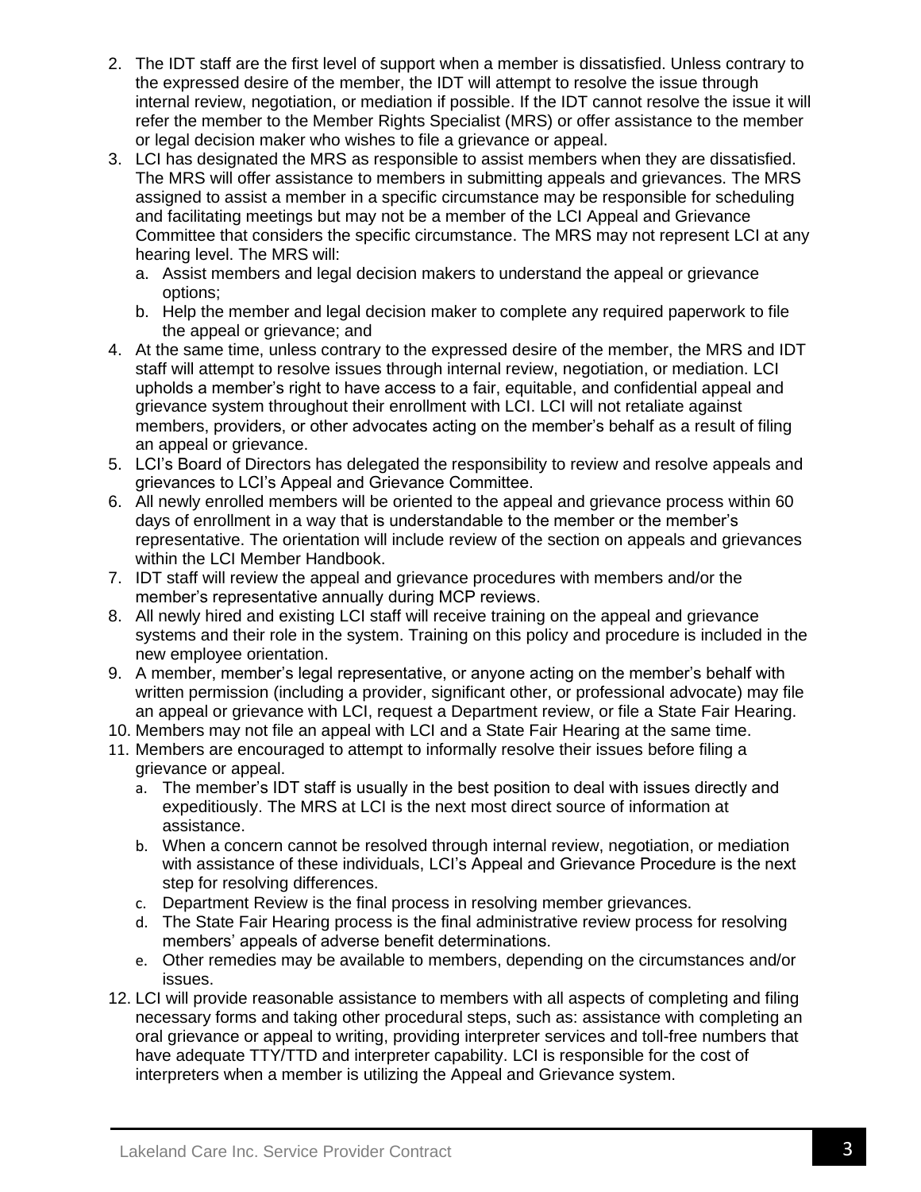2. The IDT staff are the first level of support when a member is dissatisfied. Unless contrary to the expressed desire of the member, the IDT will attempt to resolve the issue through internal review, negotiation, or mediation if possible. If the IDT cannot resolve the issue it will refer the member to the Member Rights Specialist (MRS) or offer assistance to the member or legal decision maker who wishes to file a grievance or appeal.
3. LCI has designated the MRS as responsible to assist members when they are dissatisfied. The MRS will offer assistance to members in submitting appeals and grievances. The MRS assigned to assist a member in a specific circumstance may be responsible for scheduling and facilitating meetings but may not be a member of the LCI Appeal and Grievance Committee that considers the specific circumstance. The MRS may not represent LCI at any hearing level. The MRS will:
   a. Assist members and legal decision makers to understand the appeal or grievance options;
   b. Help the member and legal decision maker to complete any required paperwork to file the appeal or grievance; and
4. At the same time, unless contrary to the expressed desire of the member, the MRS and IDT staff will attempt to resolve issues through internal review, negotiation, or mediation. LCI upholds a member's right to have access to a fair, equitable, and confidential appeal and grievance system throughout their enrollment with LCI. LCI will not retaliate against members, providers, or other advocates acting on the member's behalf as a result of filing an appeal or grievance.
5. LCI's Board of Directors has delegated the responsibility to review and resolve appeals and grievances to LCI's Appeal and Grievance Committee.
6. All newly enrolled members will be oriented to the appeal and grievance process within 60 days of enrollment in a way that is understandable to the member or the member's representative. The orientation will include review of the section on appeals and grievances within the LCI Member Handbook.
7. IDT staff will review the appeal and grievance procedures with members and/or the member's representative annually during MCP reviews.
8. All newly hired and existing LCI staff will receive training on the appeal and grievance systems and their role in the system. Training on this policy and procedure is included in the new employee orientation.
9. A member, member's legal representative, or anyone acting on the member's behalf with written permission (including a provider, significant other, or professional advocate) may file an appeal or grievance with LCI, request a Department review, or file a State Fair Hearing.
10. Members may not file an appeal with LCI and a State Fair Hearing at the same time.
11. Members are encouraged to attempt to informally resolve their issues before filing a grievance or appeal.
    a. The member's IDT staff is usually in the best position to deal with issues directly and expeditiously. The MRS at LCI is the next most direct source of information at assistance.
    b. When a concern cannot be resolved through internal review, negotiation, or mediation with assistance of these individuals, LCI's Appeal and Grievance Procedure is the next step for resolving differences.
    c. Department Review is the final process in resolving member grievances.
    d. The State Fair Hearing process is the final administrative review process for resolving members' appeals of adverse benefit determinations.
    e. Other remedies may be available to members, depending on the circumstances and/or issues.
12. LCI will provide reasonable assistance to members with all aspects of completing and filing necessary forms and taking other procedural steps, such as: assistance with completing an oral grievance or appeal to writing, providing interpreter services and toll-free numbers that have adequate TTY/TTD and interpreter capability. LCI is responsible for the cost of interpreters when a member is utilizing the Appeal and Grievance system.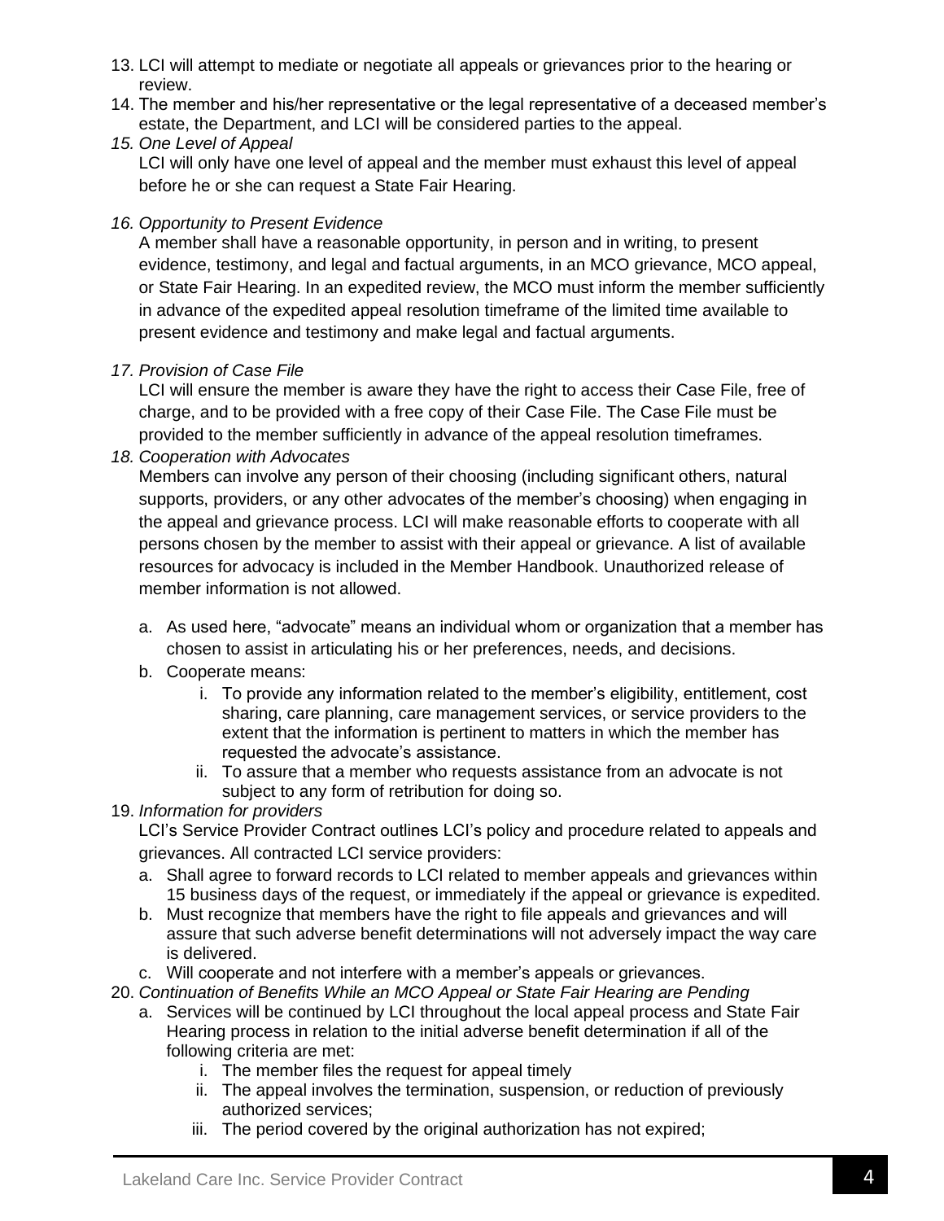13. LCI will attempt to mediate or negotiate all appeals or grievances prior to the hearing or review.
14. The member and his/her representative or the legal representative of a deceased member's estate, the Department, and LCI will be considered parties to the appeal.
15. *One Level of Appeal*

    LCI will only have one level of appeal and the member must exhaust this level of appeal before he or she can request a State Fair Hearing.

16. *Opportunity to Present Evidence*

    A member shall have a reasonable opportunity, in person and in writing, to present evidence, testimony, and legal and factual arguments, in an MCO grievance, MCO appeal, or State Fair Hearing. In an expedited review, the MCO must inform the member sufficiently in advance of the expedited appeal resolution timeframe of the limited time available to present evidence and testimony and make legal and factual arguments.

17. *Provision of Case File*

    LCI will ensure the member is aware they have the right to access their Case File, free of charge, and to be provided with a free copy of their Case File. The Case File must be provided to the member sufficiently in advance of the appeal resolution timeframes.

18. *Cooperation with Advocates*

    Members can involve any person of their choosing (including significant others, natural supports, providers, or any other advocates of the member's choosing) when engaging in the appeal and grievance process. LCI will make reasonable efforts to cooperate with all persons chosen by the member to assist with their appeal or grievance. A list of available resources for advocacy is included in the Member Handbook. Unauthorized release of member information is not allowed.

    a. As used here, "advocate" means an individual whom or organization that a member has chosen to assist in articulating his or her preferences, needs, and decisions.
    b. Cooperate means:
        i. To provide any information related to the member's eligibility, entitlement, cost sharing, care planning, care management services, or service providers to the extent that the information is pertinent to matters in which the member has requested the advocate's assistance.
        ii. To assure that a member who requests assistance from an advocate is not subject to any form of retribution for doing so.

19. *Information for providers*

    LCI's Service Provider Contract outlines LCI's policy and procedure related to appeals and grievances. All contracted LCI service providers:

    a. Shall agree to forward records to LCI related to member appeals and grievances within 15 business days of the request, or immediately if the appeal or grievance is expedited.
    b. Must recognize that members have the right to file appeals and grievances and will assure that such adverse benefit determinations will not adversely impact the way care is delivered.
    c. Will cooperate and not interfere with a member's appeals or grievances.

20. *Continuation of Benefits While an MCO Appeal or State Fair Hearing are Pending*
    a. Services will be continued by LCI throughout the local appeal process and State Fair Hearing process in relation to the initial adverse benefit determination if all of the following criteria are met:
        i. The member files the request for appeal timely
        ii. The appeal involves the termination, suspension, or reduction of previously authorized services;
        iii. The period covered by the original authorization has not expired;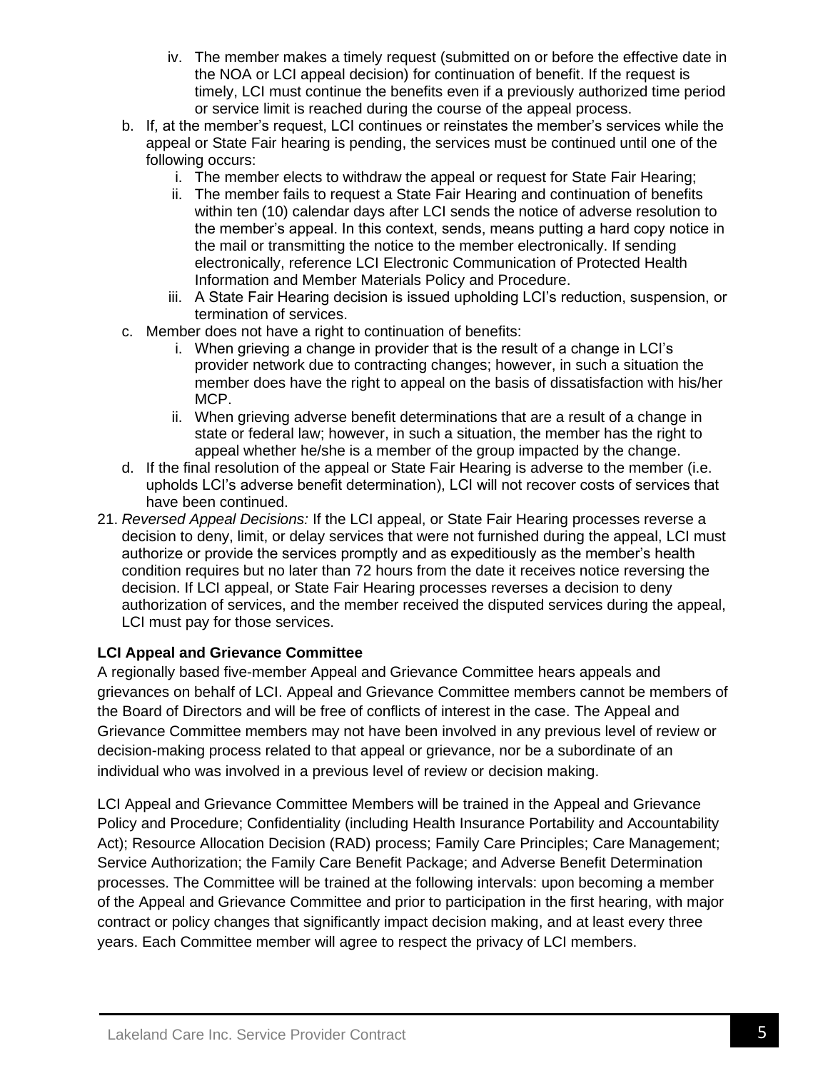iv. The member makes a timely request (submitted on or before the effective date in the NOA or LCI appeal decision) for continuation of benefit. If the request is timely, LCI must continue the benefits even if a previously authorized time period or service limit is reached during the course of the appeal process.

   b. If, at the member's request, LCI continues or reinstates the member's services while the appeal or State Fair hearing is pending, the services must be continued until one of the following occurs:
      i. The member elects to withdraw the appeal or request for State Fair Hearing;
      ii. The member fails to request a State Fair Hearing and continuation of benefits within ten (10) calendar days after LCI sends the notice of adverse resolution to the member's appeal. In this context, sends, means putting a hard copy notice in the mail or transmitting the notice to the member electronically. If sending electronically, reference LCI Electronic Communication of Protected Health Information and Member Materials Policy and Procedure.
      iii. A State Fair Hearing decision is issued upholding LCI's reduction, suspension, or termination of services.

   c. Member does not have a right to continuation of benefits:
      i. When grieving a change in provider that is the result of a change in LCI's provider network due to contracting changes; however, in such a situation the member does have the right to appeal on the basis of dissatisfaction with his/her MCP.
      ii. When grieving adverse benefit determinations that are a result of a change in state or federal law; however, in such a situation, the member has the right to appeal whether he/she is a member of the group impacted by the change.

   d. If the final resolution of the appeal or State Fair Hearing is adverse to the member (i.e. upholds LCI's adverse benefit determination), LCI will not recover costs of services that have been continued.

21. *Reversed Appeal Decisions:* If the LCI appeal, or State Fair Hearing processes reverse a decision to deny, limit, or delay services that were not furnished during the appeal, LCI must authorize or provide the services promptly and as expeditiously as the member's health condition requires but no later than 72 hours from the date it receives notice reversing the decision. If LCI appeal, or State Fair Hearing processes reverses a decision to deny authorization of services, and the member received the disputed services during the appeal, LCI must pay for those services.

**LCI Appeal and Grievance Committee**

A regionally based five-member Appeal and Grievance Committee hears appeals and grievances on behalf of LCI. Appeal and Grievance Committee members cannot be members of the Board of Directors and will be free of conflicts of interest in the case. The Appeal and Grievance Committee members may not have been involved in any previous level of review or decision-making process related to that appeal or grievance, nor be a subordinate of an individual who was involved in a previous level of review or decision making.

LCI Appeal and Grievance Committee Members will be trained in the Appeal and Grievance Policy and Procedure; Confidentiality (including Health Insurance Portability and Accountability Act); Resource Allocation Decision (RAD) process; Family Care Principles; Care Management; Service Authorization; the Family Care Benefit Package; and Adverse Benefit Determination processes. The Committee will be trained at the following intervals: upon becoming a member of the Appeal and Grievance Committee and prior to participation in the first hearing, with major contract or policy changes that significantly impact decision making, and at least every three years. Each Committee member will agree to respect the privacy of LCI members.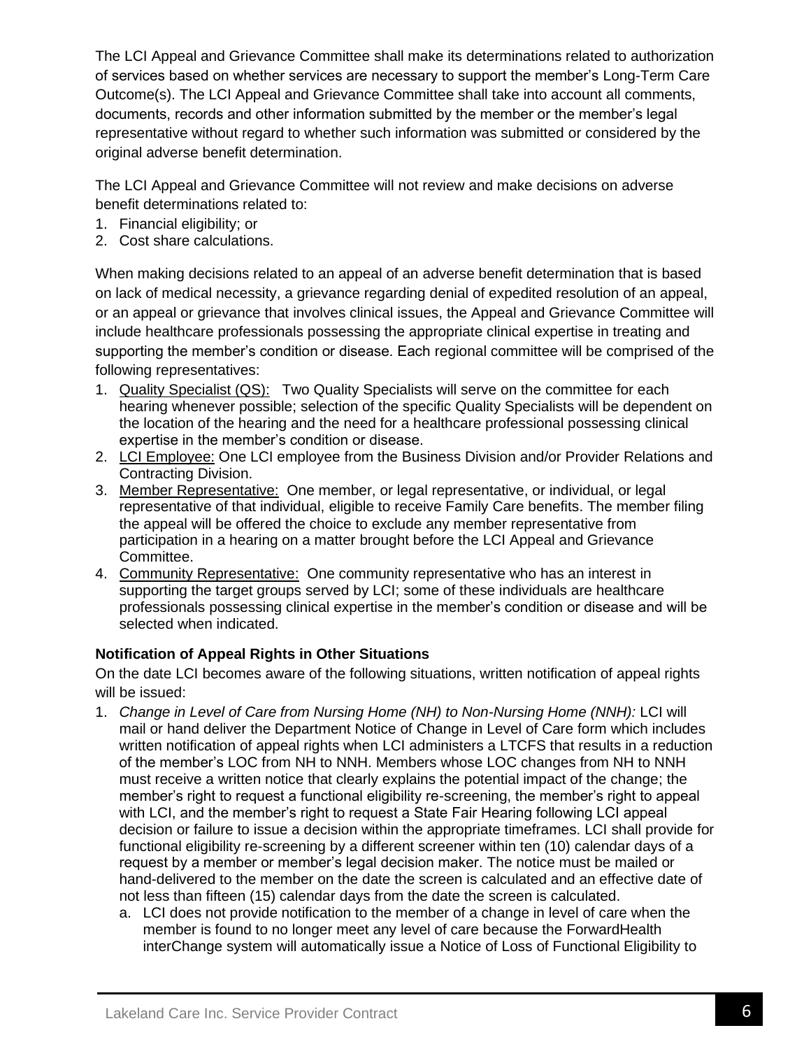The LCI Appeal and Grievance Committee shall make its determinations related to authorization of services based on whether services are necessary to support the member's Long-Term Care Outcome(s). The LCI Appeal and Grievance Committee shall take into account all comments, documents, records and other information submitted by the member or the member's legal representative without regard to whether such information was submitted or considered by the original adverse benefit determination.

The LCI Appeal and Grievance Committee will not review and make decisions on adverse benefit determinations related to:

1. Financial eligibility; or
2. Cost share calculations.

When making decisions related to an appeal of an adverse benefit determination that is based on lack of medical necessity, a grievance regarding denial of expedited resolution of an appeal, or an appeal or grievance that involves clinical issues, the Appeal and Grievance Committee will include healthcare professionals possessing the appropriate clinical expertise in treating and supporting the member's condition or disease. Each regional committee will be comprised of the following representatives:

1. <u>Quality Specialist (QS):</u> Two Quality Specialists will serve on the committee for each hearing whenever possible; selection of the specific Quality Specialists will be dependent on the location of the hearing and the need for a healthcare professional possessing clinical expertise in the member's condition or disease.
2. <u>LCI Employee:</u> One LCI employee from the Business Division and/or Provider Relations and Contracting Division.
3. <u>Member Representative:</u> One member, or legal representative, or individual, or legal representative of that individual, eligible to receive Family Care benefits. The member filing the appeal will be offered the choice to exclude any member representative from participation in a hearing on a matter brought before the LCI Appeal and Grievance Committee.
4. <u>Community Representative:</u> One community representative who has an interest in supporting the target groups served by LCI; some of these individuals are healthcare professionals possessing clinical expertise in the member's condition or disease and will be selected when indicated.

**Notification of Appeal Rights in Other Situations**

On the date LCI becomes aware of the following situations, written notification of appeal rights will be issued:

1. *Change in Level of Care from Nursing Home (NH) to Non-Nursing Home (NNH):* LCI will mail or hand deliver the Department Notice of Change in Level of Care form which includes written notification of appeal rights when LCI administers a LTCFS that results in a reduction of the member's LOC from NH to NNH. Members whose LOC changes from NH to NNH must receive a written notice that clearly explains the potential impact of the change; the member's right to request a functional eligibility re-screening, the member's right to appeal with LCI, and the member's right to request a State Fair Hearing following LCI appeal decision or failure to issue a decision within the appropriate timeframes. LCI shall provide for functional eligibility re-screening by a different screener within ten (10) calendar days of a request by a member or member's legal decision maker. The notice must be mailed or hand-delivered to the member on the date the screen is calculated and an effective date of not less than fifteen (15) calendar days from the date the screen is calculated.
   a. LCI does not provide notification to the member of a change in level of care when the member is found to no longer meet any level of care because the ForwardHealth interChange system will automatically issue a Notice of Loss of Functional Eligibility to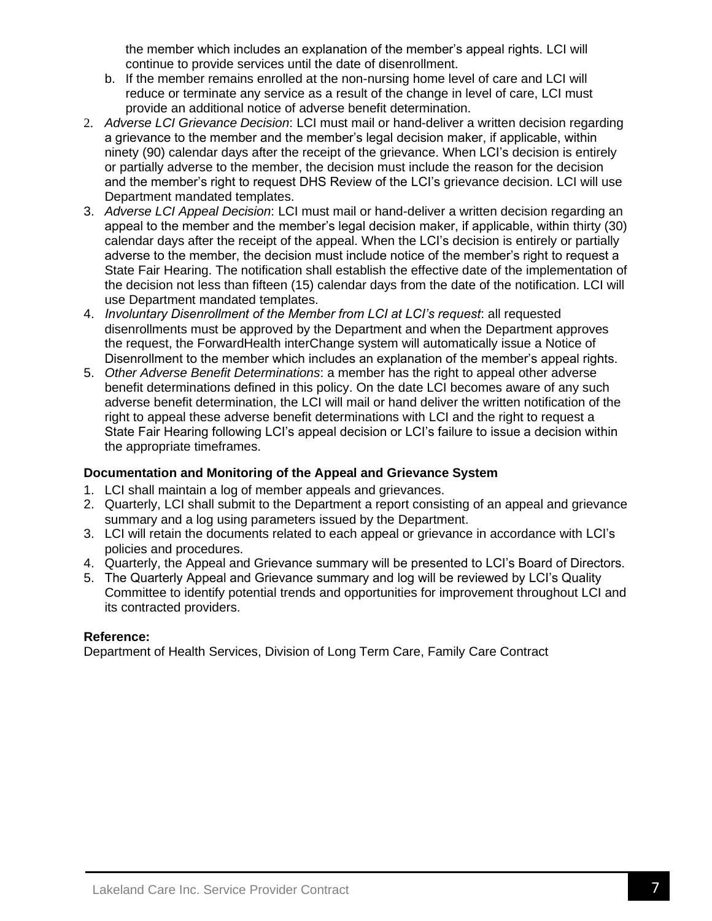the member which includes an explanation of the member's appeal rights. LCI will continue to provide services until the date of disenrollment.

b. If the member remains enrolled at the non-nursing home level of care and LCI will reduce or terminate any service as a result of the change in level of care, LCI must provide an additional notice of adverse benefit determination.

2. *Adverse LCI Grievance Decision*: LCI must mail or hand-deliver a written decision regarding a grievance to the member and the member's legal decision maker, if applicable, within ninety (90) calendar days after the receipt of the grievance. When LCI's decision is entirely or partially adverse to the member, the decision must include the reason for the decision and the member's right to request DHS Review of the LCI's grievance decision. LCI will use Department mandated templates.
3. *Adverse LCI Appeal Decision*: LCI must mail or hand-deliver a written decision regarding an appeal to the member and the member's legal decision maker, if applicable, within thirty (30) calendar days after the receipt of the appeal. When the LCI's decision is entirely or partially adverse to the member, the decision must include notice of the member's right to request a State Fair Hearing. The notification shall establish the effective date of the implementation of the decision not less than fifteen (15) calendar days from the date of the notification. LCI will use Department mandated templates.
4. *Involuntary Disenrollment of the Member from LCI at LCI's request*: all requested disenrollments must be approved by the Department and when the Department approves the request, the ForwardHealth interChange system will automatically issue a Notice of Disenrollment to the member which includes an explanation of the member's appeal rights.
5. *Other Adverse Benefit Determinations*: a member has the right to appeal other adverse benefit determinations defined in this policy. On the date LCI becomes aware of any such adverse benefit determination, the LCI will mail or hand deliver the written notification of the right to appeal these adverse benefit determinations with LCI and the right to request a State Fair Hearing following LCI's appeal decision or LCI's failure to issue a decision within the appropriate timeframes.

**Documentation and Monitoring of the Appeal and Grievance System**

1. LCI shall maintain a log of member appeals and grievances.
2. Quarterly, LCI shall submit to the Department a report consisting of an appeal and grievance summary and a log using parameters issued by the Department.
3. LCI will retain the documents related to each appeal or grievance in accordance with LCI's policies and procedures.
4. Quarterly, the Appeal and Grievance summary will be presented to LCI's Board of Directors.
5. The Quarterly Appeal and Grievance summary and log will be reviewed by LCI's Quality Committee to identify potential trends and opportunities for improvement throughout LCI and its contracted providers.

**Reference:**

Department of Health Services, Division of Long Term Care, Family Care Contract